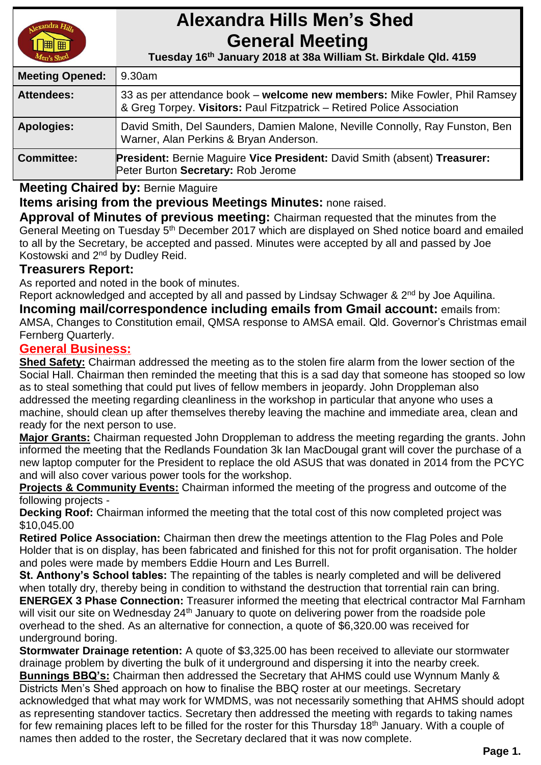# Alexandra Hills Men's Shed General Meeting

**Tuesday 16th January 2018 at 38a William St. Birkdale Qld. 4159**

| | |
|---|---|
| **Meeting Opened:** | 9.30am |
| **Attendees:** | 33 as per attendance book – **welcome new members:** Mike Fowler, Phil Ramsey & Greg Torpey. **Visitors:** Paul Fitzpatrick – Retired Police Association |
| **Apologies:** | David Smith, Del Saunders, Damien Malone, Neville Connolly, Ray Funston, Ben Warner, Alan Perkins & Bryan Anderson. |
| **Committee:** | **President:** Bernie Maguire **Vice President:** David Smith (absent) **Treasurer:** Peter Burton **Secretary:** Rob Jerome |

**Meeting Chaired by:** Bernie Maguire

**Items arising from the previous Meetings Minutes:** none raised.

**Approval of Minutes of previous meeting:** Chairman requested that the minutes from the General Meeting on Tuesday 5th December 2017 which are displayed on Shed notice board and emailed to all by the Secretary, be accepted and passed. Minutes were accepted by all and passed by Joe Kostowski and 2nd by Dudley Reid.

**Treasurers Report:**

As reported and noted in the book of minutes.
Report acknowledged and accepted by all and passed by Lindsay Schwager & 2nd by Joe Aquilina.

**Incoming mail/correspondence including emails from Gmail account:** emails from: AMSA, Changes to Constitution email, QMSA response to AMSA email. Qld. Governor's Christmas email Fernberg Quarterly.

## General Business:

**Shed Safety:** Chairman addressed the meeting as to the stolen fire alarm from the lower section of the Social Hall. Chairman then reminded the meeting that this is a sad day that someone has stooped so low as to steal something that could put lives of fellow members in jeopardy. John Droppleman also addressed the meeting regarding cleanliness in the workshop in particular that anyone who uses a machine, should clean up after themselves thereby leaving the machine and immediate area, clean and ready for the next person to use.

**Major Grants:** Chairman requested John Droppleman to address the meeting regarding the grants. John informed the meeting that the Redlands Foundation 3k Ian MacDougal grant will cover the purchase of a new laptop computer for the President to replace the old ASUS that was donated in 2014 from the PCYC and will also cover various power tools for the workshop.

**Projects & Community Events:** Chairman informed the meeting of the progress and outcome of the following projects -

**Decking Roof:** Chairman informed the meeting that the total cost of this now completed project was $10,045.00

**Retired Police Association:** Chairman then drew the meetings attention to the Flag Poles and Pole Holder that is on display, has been fabricated and finished for this not for profit organisation. The holder and poles were made by members Eddie Hourn and Les Burrell.

**St. Anthony's School tables:** The repainting of the tables is nearly completed and will be delivered when totally dry, thereby being in condition to withstand the destruction that torrential rain can bring.

**ENERGEX 3 Phase Connection:** Treasurer informed the meeting that electrical contractor Mal Farnham will visit our site on Wednesday 24th January to quote on delivering power from the roadside pole overhead to the shed. As an alternative for connection, a quote of $6,320.00 was received for underground boring.

**Stormwater Drainage retention:** A quote of $3,325.00 has been received to alleviate our stormwater drainage problem by diverting the bulk of it underground and dispersing it into the nearby creek.

**Bunnings BBQ's:** Chairman then addressed the Secretary that AHMS could use Wynnum Manly & Districts Men's Shed approach on how to finalise the BBQ roster at our meetings. Secretary acknowledged that what may work for WMDMS, was not necessarily something that AHMS should adopt as representing standover tactics. Secretary then addressed the meeting with regards to taking names for few remaining places left to be filled for the roster for this Thursday 18th January. With a couple of names then added to the roster, the Secretary declared that it was now complete.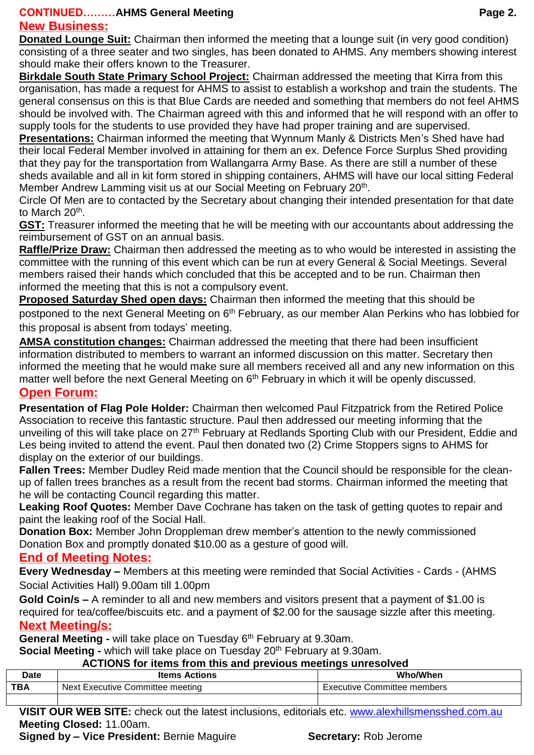**CONTINUED………AHMS General Meeting**

## New Business:

**Donated Lounge Suit:** Chairman then informed the meeting that a lounge suit (in very good condition) consisting of a three seater and two singles, has been donated to AHMS. Any members showing interest should make their offers known to the Treasurer.

**Birkdale South State Primary School Project:** Chairman addressed the meeting that Kirra from this organisation, has made a request for AHMS to assist to establish a workshop and train the students. The general consensus on this is that Blue Cards are needed and something that members do not feel AHMS should be involved with. The Chairman agreed with this and informed that he will respond with an offer to supply tools for the students to use provided they have had proper training and are supervised.

**Presentations:** Chairman informed the meeting that Wynnum Manly & Districts Men's Shed have had their local Federal Member involved in attaining for them an ex. Defence Force Surplus Shed providing that they pay for the transportation from Wallangarra Army Base. As there are still a number of these sheds available and all in kit form stored in shipping containers, AHMS will have our local sitting Federal Member Andrew Lamming visit us at our Social Meeting on February 20th.

Circle Of Men are to contacted by the Secretary about changing their intended presentation for that date to March 20th.

**GST:** Treasurer informed the meeting that he will be meeting with our accountants about addressing the reimbursement of GST on an annual basis.

**Raffle/Prize Draw:** Chairman then addressed the meeting as to who would be interested in assisting the committee with the running of this event which can be run at every General & Social Meetings. Several members raised their hands which concluded that this be accepted and to be run. Chairman then informed the meeting that this is not a compulsory event.

**Proposed Saturday Shed open days:** Chairman then informed the meeting that this should be postponed to the next General Meeting on 6th February, as our member Alan Perkins who has lobbied for this proposal is absent from todays' meeting.

**AMSA constitution changes:** Chairman addressed the meeting that there had been insufficient information distributed to members to warrant an informed discussion on this matter. Secretary then informed the meeting that he would make sure all members received all and any new information on this matter well before the next General Meeting on 6th February in which it will be openly discussed.

## Open Forum:

**Presentation of Flag Pole Holder:** Chairman then welcomed Paul Fitzpatrick from the Retired Police Association to receive this fantastic structure. Paul then addressed our meeting informing that the unveiling of this will take place on 27th February at Redlands Sporting Club with our President, Eddie and Les being invited to attend the event. Paul then donated two (2) Crime Stoppers signs to AHMS for display on the exterior of our buildings.

**Fallen Trees:** Member Dudley Reid made mention that the Council should be responsible for the clean-up of fallen trees branches as a result from the recent bad storms. Chairman informed the meeting that he will be contacting Council regarding this matter.

**Leaking Roof Quotes:** Member Dave Cochrane has taken on the task of getting quotes to repair and paint the leaking roof of the Social Hall.

**Donation Box:** Member John Droppleman drew member's attention to the newly commissioned Donation Box and promptly donated $10.00 as a gesture of good will.

## End of Meeting Notes:

**Every Wednesday –** Members at this meeting were reminded that Social Activities - Cards - (AHMS Social Activities Hall) 9.00am till 1.00pm

**Gold Coin/s –** A reminder to all and new members and visitors present that a payment of $1.00 is required for tea/coffee/biscuits etc. and a payment of $2.00 for the sausage sizzle after this meeting.

## Next Meeting/s:

**General Meeting -** will take place on Tuesday 6th February at 9.30am.
**Social Meeting -** which will take place on Tuesday 20th February at 9.30am.

**ACTIONS for items from this and previous meetings unresolved**

| Date | Items Actions | Who/When |
|---|---|---|
| TBA | Next Executive Committee meeting | Executive Committee members |
| | | |

**VISIT OUR WEB SITE:** check out the latest inclusions, editorials etc. www.alexhillsmensshed.com.au

**Meeting Closed:** 11.00am.

**Signed by – Vice President:** Bernie Maguire **Secretary:** Rob Jerome